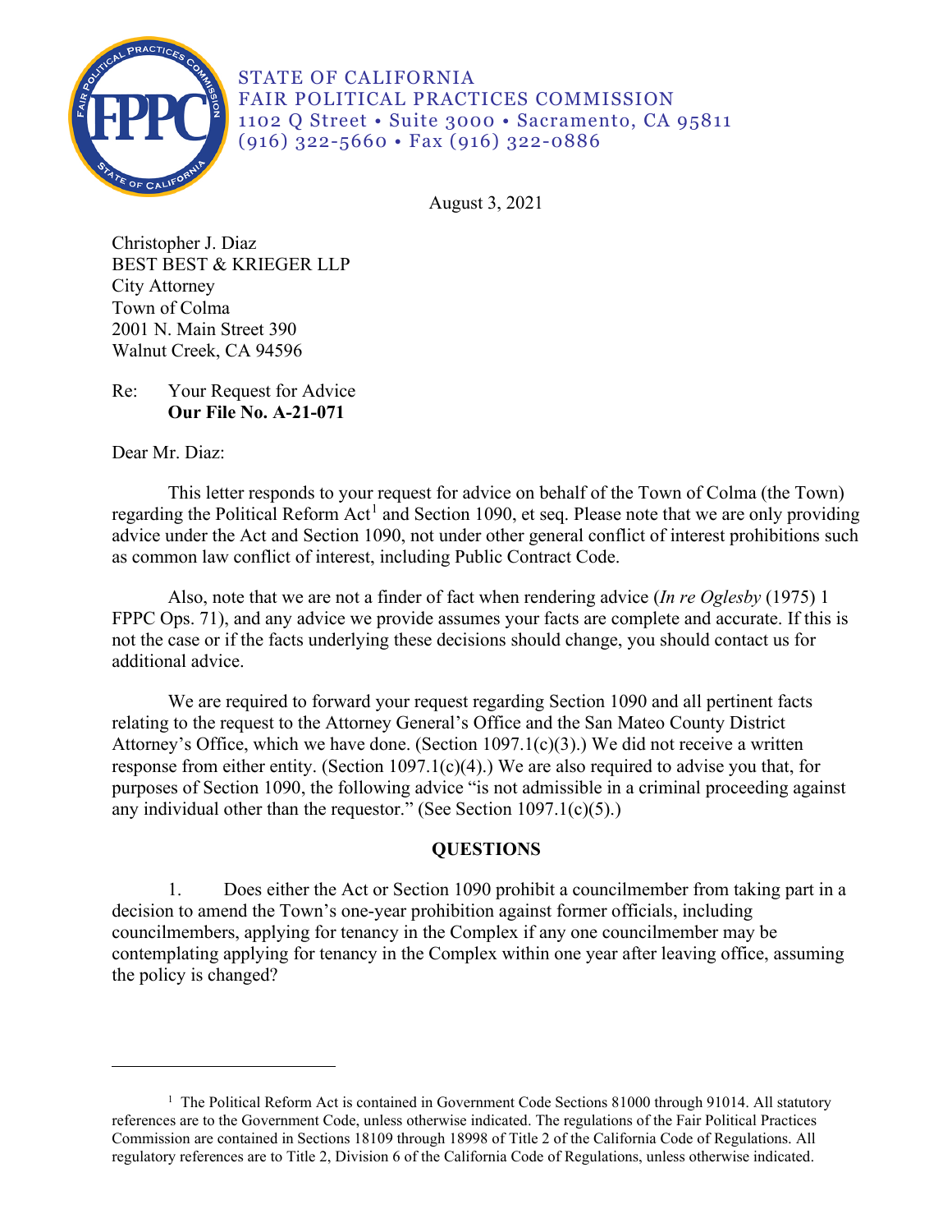STATE OF CALIFORNIA
FAIR POLITICAL PRACTICES COMMISSION
1102 Q Street • Suite 3000 • Sacramento, CA 95811
(916) 322-5660 • Fax (916) 322-0886

August 3, 2021

Christopher J. Diaz
BEST BEST & KRIEGER LLP
City Attorney
Town of Colma
2001 N. Main Street 390
Walnut Creek, CA 94596

Re: Your Request for Advice
**Our File No. A-21-071**

Dear Mr. Diaz:

This letter responds to your request for advice on behalf of the Town of Colma (the Town) regarding the Political Reform Act[1] and Section 1090, et seq. Please note that we are only providing advice under the Act and Section 1090, not under other general conflict of interest prohibitions such as common law conflict of interest, including Public Contract Code.

Also, note that we are not a finder of fact when rendering advice (*In re Oglesby* (1975) 1 FPPC Ops. 71), and any advice we provide assumes your facts are complete and accurate. If this is not the case or if the facts underlying these decisions should change, you should contact us for additional advice.

We are required to forward your request regarding Section 1090 and all pertinent facts relating to the request to the Attorney General's Office and the San Mateo County District Attorney's Office, which we have done. (Section 1097.1(c)(3).) We did not receive a written response from either entity. (Section 1097.1(c)(4).) We are also required to advise you that, for purposes of Section 1090, the following advice "is not admissible in a criminal proceeding against any individual other than the requestor." (See Section 1097.1(c)(5).)

## QUESTIONS

1. Does either the Act or Section 1090 prohibit a councilmember from taking part in a decision to amend the Town's one-year prohibition against former officials, including councilmembers, applying for tenancy in the Complex if any one councilmember may be contemplating applying for tenancy in the Complex within one year after leaving office, assuming the policy is changed?

---

[1] The Political Reform Act is contained in Government Code Sections 81000 through 91014. All statutory references are to the Government Code, unless otherwise indicated. The regulations of the Fair Political Practices Commission are contained in Sections 18109 through 18998 of Title 2 of the California Code of Regulations. All regulatory references are to Title 2, Division 6 of the California Code of Regulations, unless otherwise indicated.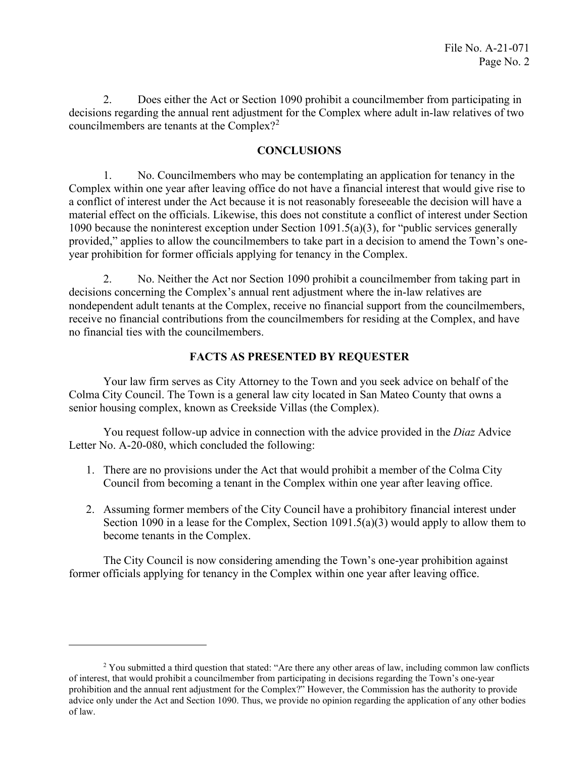2. Does either the Act or Section 1090 prohibit a councilmember from participating in decisions regarding the annual rent adjustment for the Complex where adult in-law relatives of two councilmembers are tenants at the Complex?[2]

## CONCLUSIONS

1. No. Councilmembers who may be contemplating an application for tenancy in the Complex within one year after leaving office do not have a financial interest that would give rise to a conflict of interest under the Act because it is not reasonably foreseeable the decision will have a material effect on the officials. Likewise, this does not constitute a conflict of interest under Section 1090 because the noninterest exception under Section 1091.5(a)(3), for "public services generally provided," applies to allow the councilmembers to take part in a decision to amend the Town's one-year prohibition for former officials applying for tenancy in the Complex.

2. No. Neither the Act nor Section 1090 prohibit a councilmember from taking part in decisions concerning the Complex's annual rent adjustment where the in-law relatives are nondependent adult tenants at the Complex, receive no financial support from the councilmembers, receive no financial contributions from the councilmembers for residing at the Complex, and have no financial ties with the councilmembers.

## FACTS AS PRESENTED BY REQUESTER

Your law firm serves as City Attorney to the Town and you seek advice on behalf of the Colma City Council. The Town is a general law city located in San Mateo County that owns a senior housing complex, known as Creekside Villas (the Complex).

You request follow-up advice in connection with the advice provided in the *Diaz* Advice Letter No. A-20-080, which concluded the following:

1. There are no provisions under the Act that would prohibit a member of the Colma City Council from becoming a tenant in the Complex within one year after leaving office.
2. Assuming former members of the City Council have a prohibitory financial interest under Section 1090 in a lease for the Complex, Section 1091.5(a)(3) would apply to allow them to become tenants in the Complex.

The City Council is now considering amending the Town's one-year prohibition against former officials applying for tenancy in the Complex within one year after leaving office.

---

[2] You submitted a third question that stated: "Are there any other areas of law, including common law conflicts of interest, that would prohibit a councilmember from participating in decisions regarding the Town's one-year prohibition and the annual rent adjustment for the Complex?" However, the Commission has the authority to provide advice only under the Act and Section 1090. Thus, we provide no opinion regarding the application of any other bodies of law.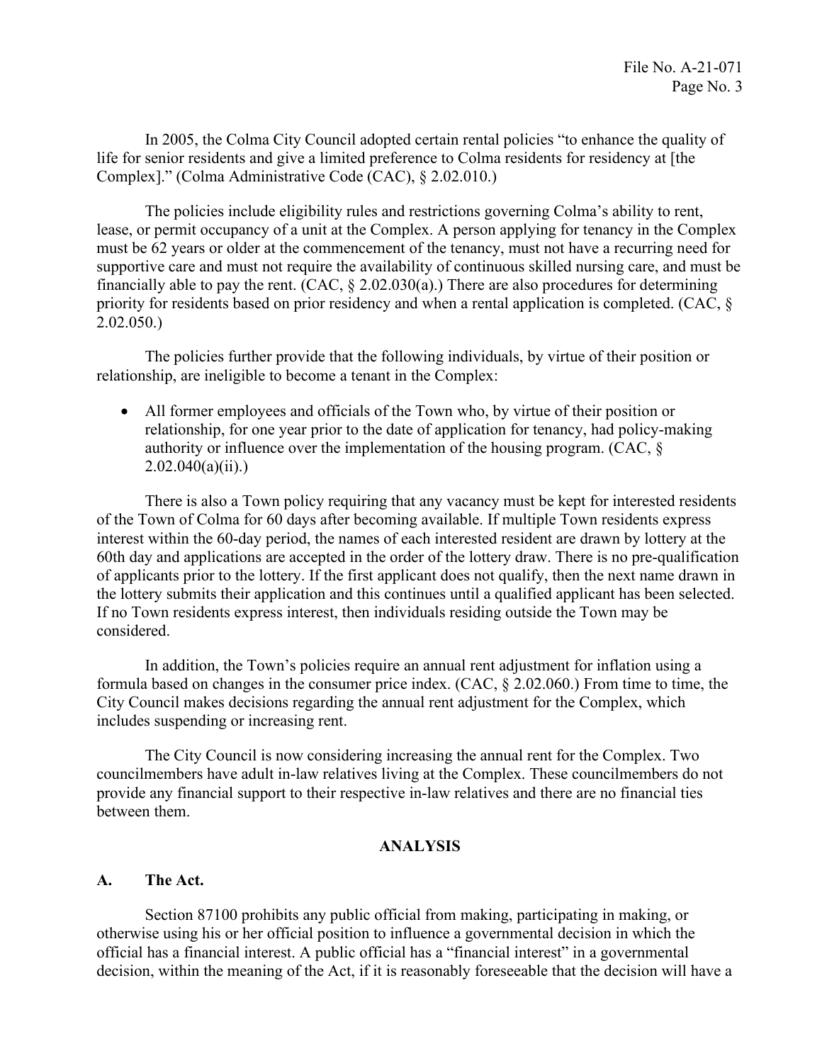In 2005, the Colma City Council adopted certain rental policies "to enhance the quality of life for senior residents and give a limited preference to Colma residents for residency at [the Complex]." (Colma Administrative Code (CAC), § 2.02.010.)

The policies include eligibility rules and restrictions governing Colma's ability to rent, lease, or permit occupancy of a unit at the Complex. A person applying for tenancy in the Complex must be 62 years or older at the commencement of the tenancy, must not have a recurring need for supportive care and must not require the availability of continuous skilled nursing care, and must be financially able to pay the rent. (CAC, § 2.02.030(a).) There are also procedures for determining priority for residents based on prior residency and when a rental application is completed. (CAC, § 2.02.050.)

The policies further provide that the following individuals, by virtue of their position or relationship, are ineligible to become a tenant in the Complex:

- All former employees and officials of the Town who, by virtue of their position or relationship, for one year prior to the date of application for tenancy, had policy-making authority or influence over the implementation of the housing program. (CAC, § 2.02.040(a)(ii).)

There is also a Town policy requiring that any vacancy must be kept for interested residents of the Town of Colma for 60 days after becoming available. If multiple Town residents express interest within the 60-day period, the names of each interested resident are drawn by lottery at the 60th day and applications are accepted in the order of the lottery draw. There is no pre-qualification of applicants prior to the lottery. If the first applicant does not qualify, then the next name drawn in the lottery submits their application and this continues until a qualified applicant has been selected. If no Town residents express interest, then individuals residing outside the Town may be considered.

In addition, the Town's policies require an annual rent adjustment for inflation using a formula based on changes in the consumer price index. (CAC, § 2.02.060.) From time to time, the City Council makes decisions regarding the annual rent adjustment for the Complex, which includes suspending or increasing rent.

The City Council is now considering increasing the annual rent for the Complex. Two councilmembers have adult in-law relatives living at the Complex. These councilmembers do not provide any financial support to their respective in-law relatives and there are no financial ties between them.

## ANALYSIS

### A. The Act.

Section 87100 prohibits any public official from making, participating in making, or otherwise using his or her official position to influence a governmental decision in which the official has a financial interest. A public official has a "financial interest" in a governmental decision, within the meaning of the Act, if it is reasonably foreseeable that the decision will have a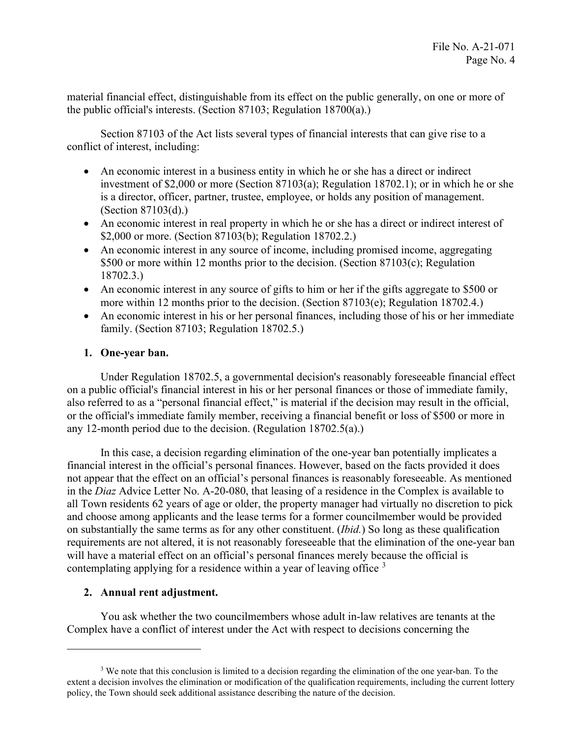material financial effect, distinguishable from its effect on the public generally, on one or more of the public official's interests. (Section 87103; Regulation 18700(a).)

Section 87103 of the Act lists several types of financial interests that can give rise to a conflict of interest, including:

- An economic interest in a business entity in which he or she has a direct or indirect investment of $2,000 or more (Section 87103(a); Regulation 18702.1); or in which he or she is a director, officer, partner, trustee, employee, or holds any position of management. (Section 87103(d).)
- An economic interest in real property in which he or she has a direct or indirect interest of $2,000 or more. (Section 87103(b); Regulation 18702.2.)
- An economic interest in any source of income, including promised income, aggregating $500 or more within 12 months prior to the decision. (Section 87103(c); Regulation 18702.3.)
- An economic interest in any source of gifts to him or her if the gifts aggregate to $500 or more within 12 months prior to the decision. (Section 87103(e); Regulation 18702.4.)
- An economic interest in his or her personal finances, including those of his or her immediate family. (Section 87103; Regulation 18702.5.)

### 1. One-year ban.

Under Regulation 18702.5, a governmental decision's reasonably foreseeable financial effect on a public official's financial interest in his or her personal finances or those of immediate family, also referred to as a "personal financial effect," is material if the decision may result in the official, or the official's immediate family member, receiving a financial benefit or loss of $500 or more in any 12-month period due to the decision. (Regulation 18702.5(a).)

In this case, a decision regarding elimination of the one-year ban potentially implicates a financial interest in the official's personal finances. However, based on the facts provided it does not appear that the effect on an official's personal finances is reasonably foreseeable. As mentioned in the *Diaz* Advice Letter No. A-20-080, that leasing of a residence in the Complex is available to all Town residents 62 years of age or older, the property manager had virtually no discretion to pick and choose among applicants and the lease terms for a former councilmember would be provided on substantially the same terms as for any other constituent. (*Ibid.*) So long as these qualification requirements are not altered, it is not reasonably foreseeable that the elimination of the one-year ban will have a material effect on an official's personal finances merely because the official is contemplating applying for a residence within a year of leaving office [3]

### 2. Annual rent adjustment.

You ask whether the two councilmembers whose adult in-law relatives are tenants at the Complex have a conflict of interest under the Act with respect to decisions concerning the

---

[3] We note that this conclusion is limited to a decision regarding the elimination of the one year-ban. To the extent a decision involves the elimination or modification of the qualification requirements, including the current lottery policy, the Town should seek additional assistance describing the nature of the decision.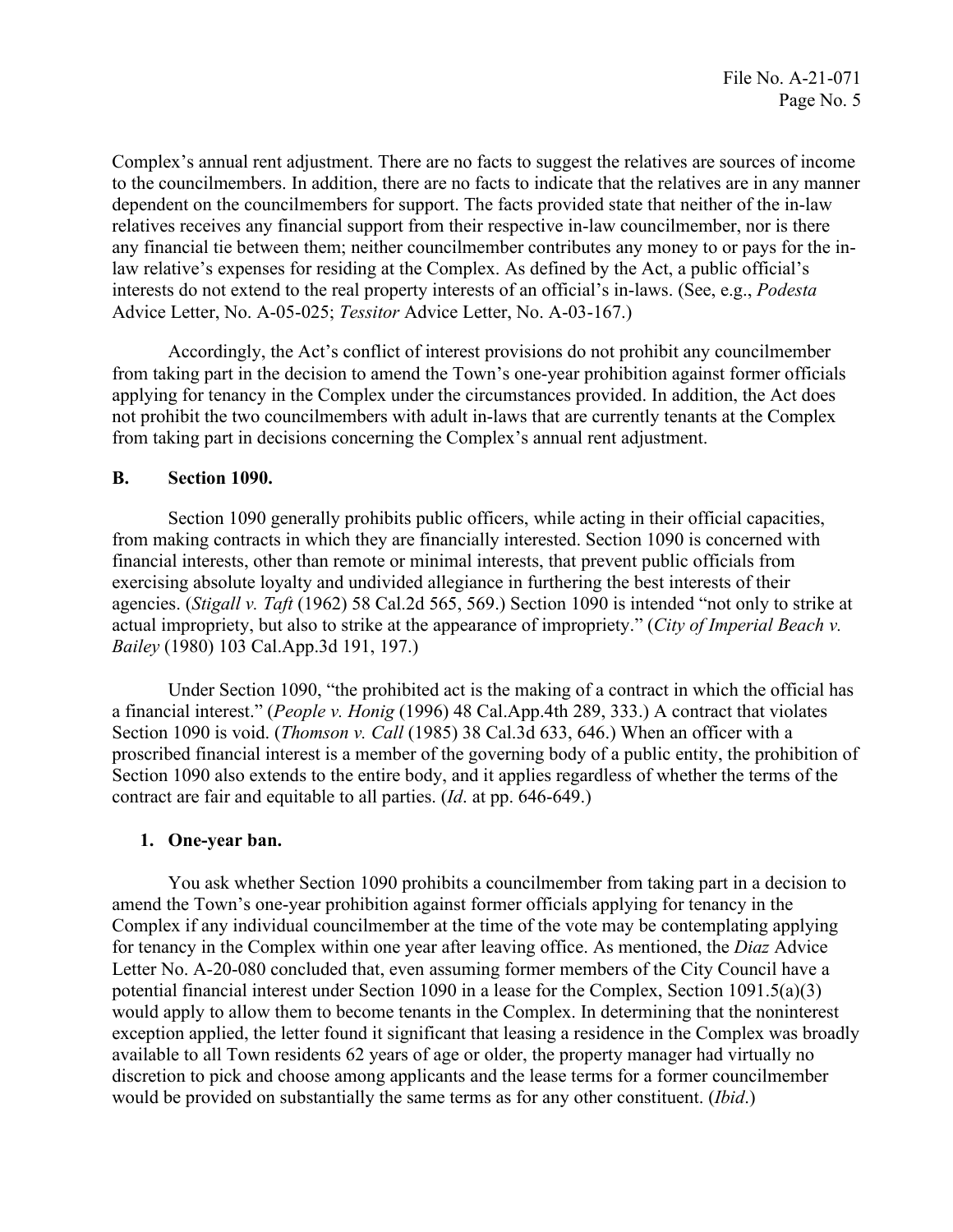Complex's annual rent adjustment. There are no facts to suggest the relatives are sources of income to the councilmembers. In addition, there are no facts to indicate that the relatives are in any manner dependent on the councilmembers for support. The facts provided state that neither of the in-law relatives receives any financial support from their respective in-law councilmember, nor is there any financial tie between them; neither councilmember contributes any money to or pays for the in-law relative's expenses for residing at the Complex. As defined by the Act, a public official's interests do not extend to the real property interests of an official's in-laws. (See, e.g., *Podesta* Advice Letter, No. A-05-025; *Tessitor* Advice Letter, No. A-03-167.)

Accordingly, the Act's conflict of interest provisions do not prohibit any councilmember from taking part in the decision to amend the Town's one-year prohibition against former officials applying for tenancy in the Complex under the circumstances provided. In addition, the Act does not prohibit the two councilmembers with adult in-laws that are currently tenants at the Complex from taking part in decisions concerning the Complex's annual rent adjustment.

## B. Section 1090.

Section 1090 generally prohibits public officers, while acting in their official capacities, from making contracts in which they are financially interested. Section 1090 is concerned with financial interests, other than remote or minimal interests, that prevent public officials from exercising absolute loyalty and undivided allegiance in furthering the best interests of their agencies. (*Stigall v. Taft* (1962) 58 Cal.2d 565, 569.) Section 1090 is intended "not only to strike at actual impropriety, but also to strike at the appearance of impropriety." (*City of Imperial Beach v. Bailey* (1980) 103 Cal.App.3d 191, 197.)

Under Section 1090, "the prohibited act is the making of a contract in which the official has a financial interest." (*People v. Honig* (1996) 48 Cal.App.4th 289, 333.) A contract that violates Section 1090 is void. (*Thomson v. Call* (1985) 38 Cal.3d 633, 646.) When an officer with a proscribed financial interest is a member of the governing body of a public entity, the prohibition of Section 1090 also extends to the entire body, and it applies regardless of whether the terms of the contract are fair and equitable to all parties. (*Id*. at pp. 646-649.)

### 1. One-year ban.

You ask whether Section 1090 prohibits a councilmember from taking part in a decision to amend the Town's one-year prohibition against former officials applying for tenancy in the Complex if any individual councilmember at the time of the vote may be contemplating applying for tenancy in the Complex within one year after leaving office. As mentioned, the *Diaz* Advice Letter No. A-20-080 concluded that, even assuming former members of the City Council have a potential financial interest under Section 1090 in a lease for the Complex, Section 1091.5(a)(3) would apply to allow them to become tenants in the Complex. In determining that the noninterest exception applied, the letter found it significant that leasing a residence in the Complex was broadly available to all Town residents 62 years of age or older, the property manager had virtually no discretion to pick and choose among applicants and the lease terms for a former councilmember would be provided on substantially the same terms as for any other constituent. (*Ibid*.)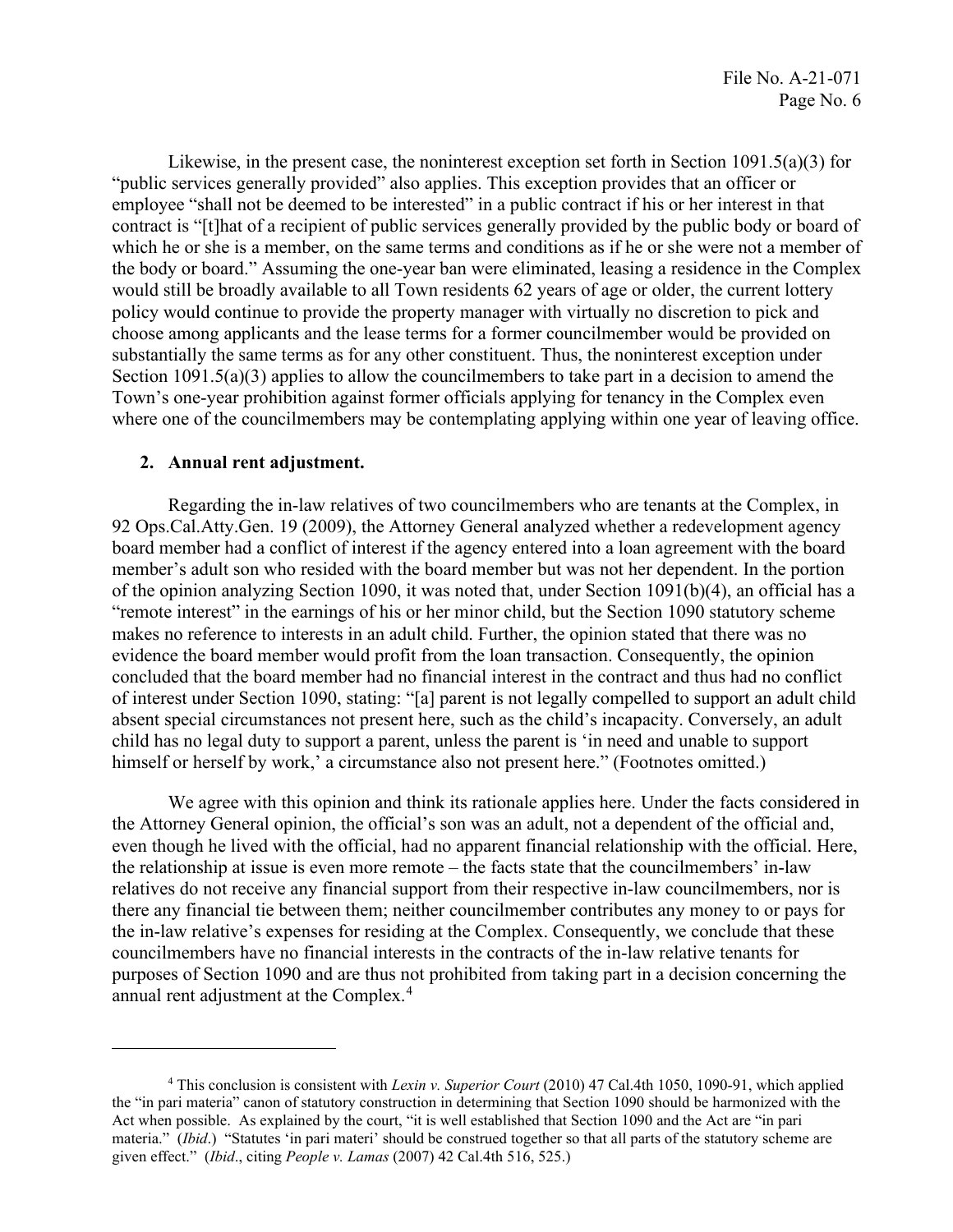Likewise, in the present case, the noninterest exception set forth in Section 1091.5(a)(3) for "public services generally provided" also applies. This exception provides that an officer or employee "shall not be deemed to be interested" in a public contract if his or her interest in that contract is "[t]hat of a recipient of public services generally provided by the public body or board of which he or she is a member, on the same terms and conditions as if he or she were not a member of the body or board." Assuming the one-year ban were eliminated, leasing a residence in the Complex would still be broadly available to all Town residents 62 years of age or older, the current lottery policy would continue to provide the property manager with virtually no discretion to pick and choose among applicants and the lease terms for a former councilmember would be provided on substantially the same terms as for any other constituent. Thus, the noninterest exception under Section 1091.5(a)(3) applies to allow the councilmembers to take part in a decision to amend the Town's one-year prohibition against former officials applying for tenancy in the Complex even where one of the councilmembers may be contemplating applying within one year of leaving office.

## 2. Annual rent adjustment.

Regarding the in-law relatives of two councilmembers who are tenants at the Complex, in 92 Ops.Cal.Atty.Gen. 19 (2009), the Attorney General analyzed whether a redevelopment agency board member had a conflict of interest if the agency entered into a loan agreement with the board member's adult son who resided with the board member but was not her dependent. In the portion of the opinion analyzing Section 1090, it was noted that, under Section 1091(b)(4), an official has a "remote interest" in the earnings of his or her minor child, but the Section 1090 statutory scheme makes no reference to interests in an adult child. Further, the opinion stated that there was no evidence the board member would profit from the loan transaction. Consequently, the opinion concluded that the board member had no financial interest in the contract and thus had no conflict of interest under Section 1090, stating: "[a] parent is not legally compelled to support an adult child absent special circumstances not present here, such as the child's incapacity. Conversely, an adult child has no legal duty to support a parent, unless the parent is 'in need and unable to support himself or herself by work,' a circumstance also not present here." (Footnotes omitted.)

We agree with this opinion and think its rationale applies here. Under the facts considered in the Attorney General opinion, the official's son was an adult, not a dependent of the official and, even though he lived with the official, had no apparent financial relationship with the official. Here, the relationship at issue is even more remote – the facts state that the councilmembers' in-law relatives do not receive any financial support from their respective in-law councilmembers, nor is there any financial tie between them; neither councilmember contributes any money to or pays for the in-law relative's expenses for residing at the Complex. Consequently, we conclude that these councilmembers have no financial interests in the contracts of the in-law relative tenants for purposes of Section 1090 and are thus not prohibited from taking part in a decision concerning the annual rent adjustment at the Complex.[4]

---

[4] This conclusion is consistent with *Lexin v. Superior Court* (2010) 47 Cal.4th 1050, 1090-91, which applied the "in pari materia" canon of statutory construction in determining that Section 1090 should be harmonized with the Act when possible. As explained by the court, "it is well established that Section 1090 and the Act are "in pari materia." (*Ibid*.) "Statutes 'in pari materi' should be construed together so that all parts of the statutory scheme are given effect." (*Ibid*., citing *People v. Lamas* (2007) 42 Cal.4th 516, 525.)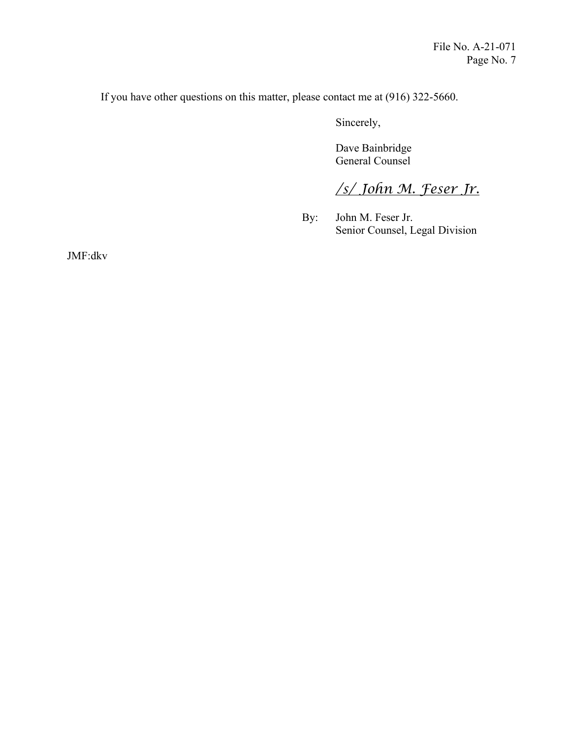If you have other questions on this matter, please contact me at (916) 322-5660.

Sincerely,

Dave Bainbridge
General Counsel

*/s/ John M. Feser Jr.*

By: John M. Feser Jr.
Senior Counsel, Legal Division

JMF:dkv